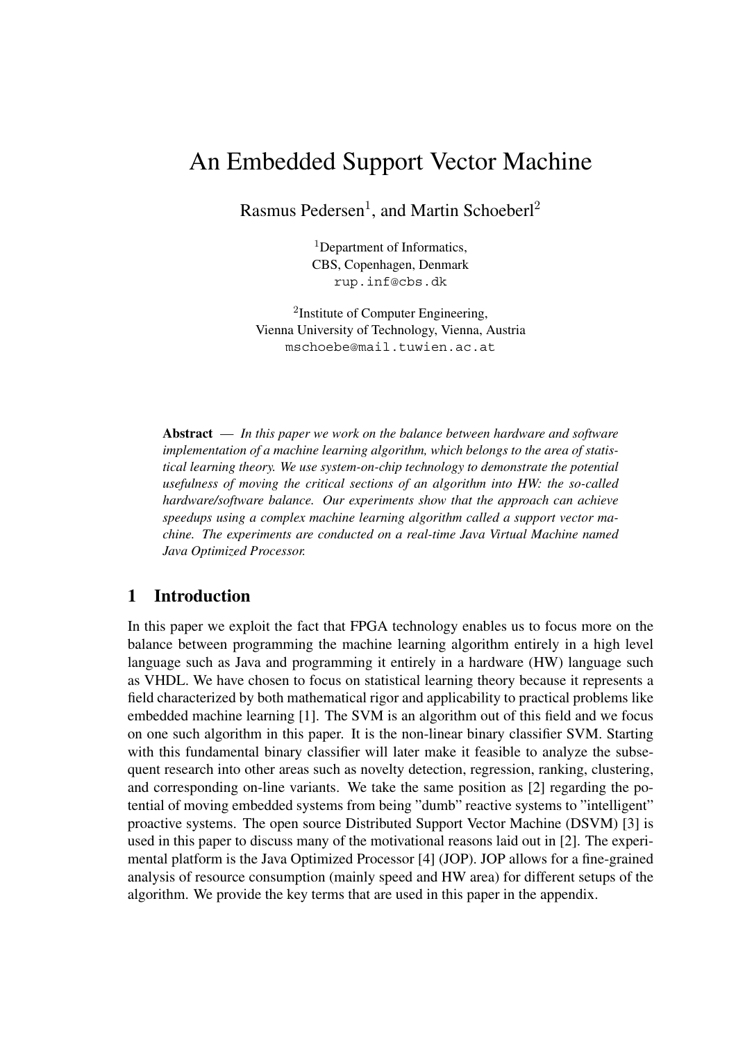# An Embedded Support Vector Machine

Rasmus Pedersen[1], and Martin Schoeberl[2]

[1]Department of Informatics,
CBS, Copenhagen, Denmark
rup.inf@cbs.dk

[2]Institute of Computer Engineering,
Vienna University of Technology, Vienna, Austria
mschoebe@mail.tuwien.ac.at

**Abstract** — *In this paper we work on the balance between hardware and software implementation of a machine learning algorithm, which belongs to the area of statistical learning theory. We use system-on-chip technology to demonstrate the potential usefulness of moving the critical sections of an algorithm into HW: the so-called hardware/software balance. Our experiments show that the approach can achieve speedups using a complex machine learning algorithm called a support vector machine. The experiments are conducted on a real-time Java Virtual Machine named Java Optimized Processor.*

## 1 Introduction

In this paper we exploit the fact that FPGA technology enables us to focus more on the balance between programming the machine learning algorithm entirely in a high level language such as Java and programming it entirely in a hardware (HW) language such as VHDL. We have chosen to focus on statistical learning theory because it represents a field characterized by both mathematical rigor and applicability to practical problems like embedded machine learning [1]. The SVM is an algorithm out of this field and we focus on one such algorithm in this paper. It is the non-linear binary classifier SVM. Starting with this fundamental binary classifier will later make it feasible to analyze the subsequent research into other areas such as novelty detection, regression, ranking, clustering, and corresponding on-line variants. We take the same position as [2] regarding the potential of moving embedded systems from being "dumb" reactive systems to "intelligent" proactive systems. The open source Distributed Support Vector Machine (DSVM) [3] is used in this paper to discuss many of the motivational reasons laid out in [2]. The experimental platform is the Java Optimized Processor [4] (JOP). JOP allows for a fine-grained analysis of resource consumption (mainly speed and HW area) for different setups of the algorithm. We provide the key terms that are used in this paper in the appendix.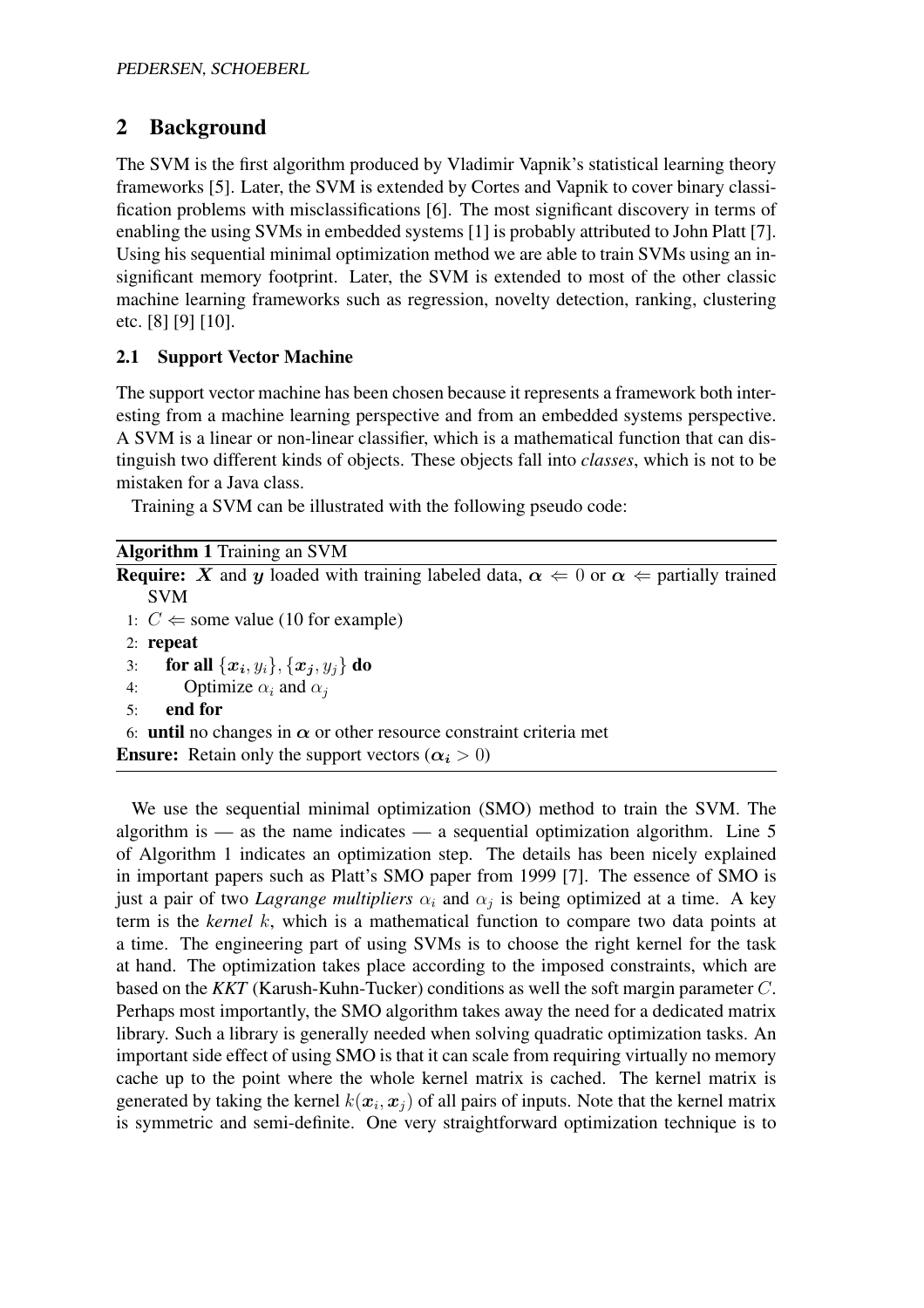## 2 Background

The SVM is the first algorithm produced by Vladimir Vapnik's statistical learning theory frameworks [5]. Later, the SVM is extended by Cortes and Vapnik to cover binary classification problems with misclassifications [6]. The most significant discovery in terms of enabling the using SVMs in embedded systems [1] is probably attributed to John Platt [7]. Using his sequential minimal optimization method we are able to train SVMs using an insignificant memory footprint. Later, the SVM is extended to most of the other classic machine learning frameworks such as regression, novelty detection, ranking, clustering etc. [8] [9] [10].

### 2.1 Support Vector Machine

The support vector machine has been chosen because it represents a framework both interesting from a machine learning perspective and from an embedded systems perspective. A SVM is a linear or non-linear classifier, which is a mathematical function that can distinguish two different kinds of objects. These objects fall into *classes*, which is not to be mistaken for a Java class.

Training a SVM can be illustrated with the following pseudo code:

**Algorithm 1** Training an SVM

**Require:** $\boldsymbol{X}$ and $\boldsymbol{y}$ loaded with training labeled data, $\boldsymbol{\alpha} \Leftarrow 0$ or $\boldsymbol{\alpha} \Leftarrow$ partially trained SVM

1: $C \Leftarrow$ some value (10 for example)
2: **repeat**
3: &nbsp;&nbsp;&nbsp;&nbsp;**for all** $\{\boldsymbol{x_i}, y_i\}, \{\boldsymbol{x_j}, y_j\}$ **do**
4: &nbsp;&nbsp;&nbsp;&nbsp;&nbsp;&nbsp;&nbsp;&nbsp;Optimize $\alpha_i$ and $\alpha_j$
5: &nbsp;&nbsp;&nbsp;&nbsp;**end for**
6: **until** no changes in $\boldsymbol{\alpha}$ or other resource constraint criteria met

**Ensure:** Retain only the support vectors ($\boldsymbol{\alpha_i} > 0$)

We use the sequential minimal optimization (SMO) method to train the SVM. The algorithm is — as the name indicates — a sequential optimization algorithm. Line 5 of Algorithm 1 indicates an optimization step. The details has been nicely explained in important papers such as Platt's SMO paper from 1999 [7]. The essence of SMO is just a pair of two *Lagrange multipliers* $\alpha_i$ and $\alpha_j$ is being optimized at a time. A key term is the *kernel* $k$, which is a mathematical function to compare two data points at a time. The engineering part of using SVMs is to choose the right kernel for the task at hand. The optimization takes place according to the imposed constraints, which are based on the *KKT* (Karush-Kuhn-Tucker) conditions as well the soft margin parameter $C$. Perhaps most importantly, the SMO algorithm takes away the need for a dedicated matrix library. Such a library is generally needed when solving quadratic optimization tasks. An important side effect of using SMO is that it can scale from requiring virtually no memory cache up to the point where the whole kernel matrix is cached. The kernel matrix is generated by taking the kernel $k(\boldsymbol{x}_i, \boldsymbol{x}_j)$ of all pairs of inputs. Note that the kernel matrix is symmetric and semi-definite. One very straightforward optimization technique is to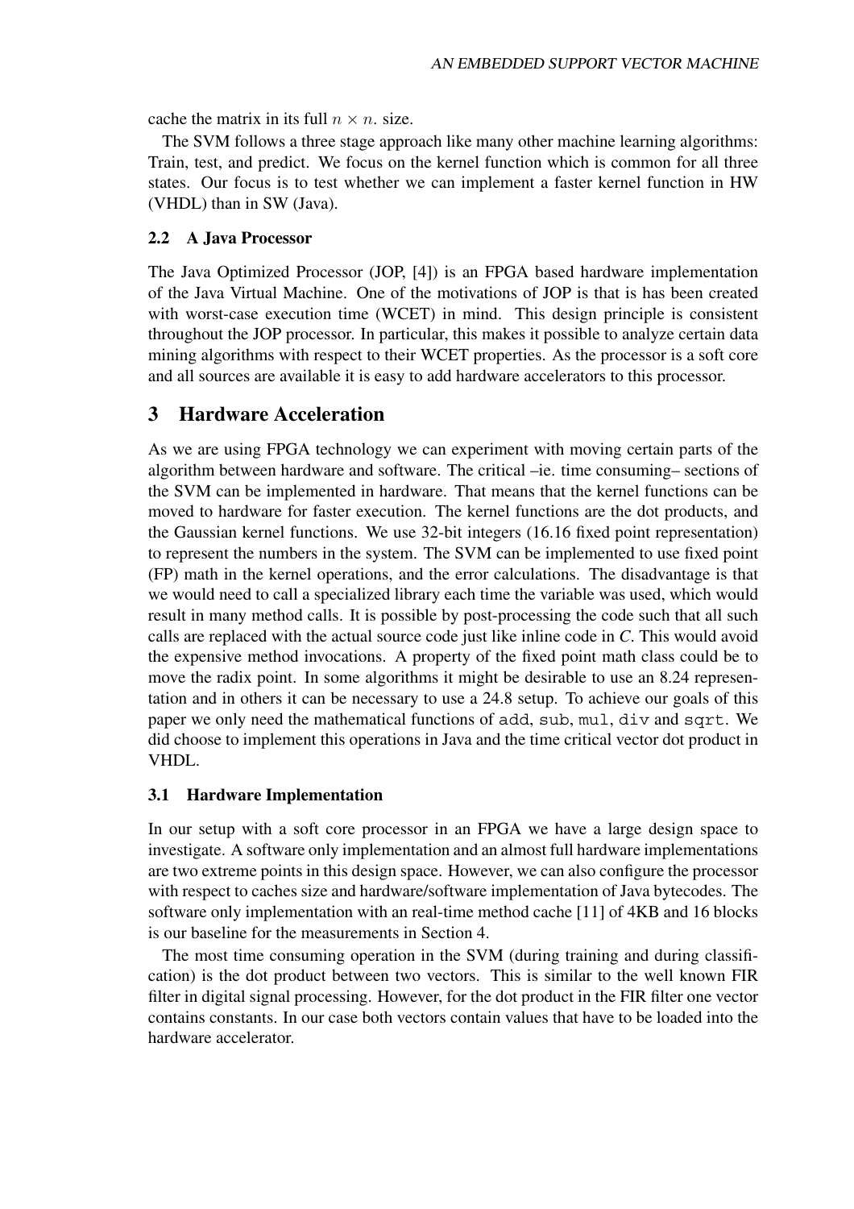cache the matrix in its full $n \times n$. size.

The SVM follows a three stage approach like many other machine learning algorithms: Train, test, and predict. We focus on the kernel function which is common for all three states. Our focus is to test whether we can implement a faster kernel function in HW (VHDL) than in SW (Java).

### 2.2 A Java Processor

The Java Optimized Processor (JOP, [4]) is an FPGA based hardware implementation of the Java Virtual Machine. One of the motivations of JOP is that is has been created with worst-case execution time (WCET) in mind. This design principle is consistent throughout the JOP processor. In particular, this makes it possible to analyze certain data mining algorithms with respect to their WCET properties. As the processor is a soft core and all sources are available it is easy to add hardware accelerators to this processor.

## 3 Hardware Acceleration

As we are using FPGA technology we can experiment with moving certain parts of the algorithm between hardware and software. The critical –ie. time consuming– sections of the SVM can be implemented in hardware. That means that the kernel functions can be moved to hardware for faster execution. The kernel functions are the dot products, and the Gaussian kernel functions. We use 32-bit integers (16.16 fixed point representation) to represent the numbers in the system. The SVM can be implemented to use fixed point (FP) math in the kernel operations, and the error calculations. The disadvantage is that we would need to call a specialized library each time the variable was used, which would result in many method calls. It is possible by post-processing the code such that all such calls are replaced with the actual source code just like inline code in *C*. This would avoid the expensive method invocations. A property of the fixed point math class could be to move the radix point. In some algorithms it might be desirable to use an 8.24 representation and in others it can be necessary to use a 24.8 setup. To achieve our goals of this paper we only need the mathematical functions of `add`, `sub`, `mul`, `div` and `sqrt`. We did choose to implement this operations in Java and the time critical vector dot product in VHDL.

### 3.1 Hardware Implementation

In our setup with a soft core processor in an FPGA we have a large design space to investigate. A software only implementation and an almost full hardware implementations are two extreme points in this design space. However, we can also configure the processor with respect to caches size and hardware/software implementation of Java bytecodes. The software only implementation with an real-time method cache [11] of 4KB and 16 blocks is our baseline for the measurements in Section 4.

The most time consuming operation in the SVM (during training and during classification) is the dot product between two vectors. This is similar to the well known FIR filter in digital signal processing. However, for the dot product in the FIR filter one vector contains constants. In our case both vectors contain values that have to be loaded into the hardware accelerator.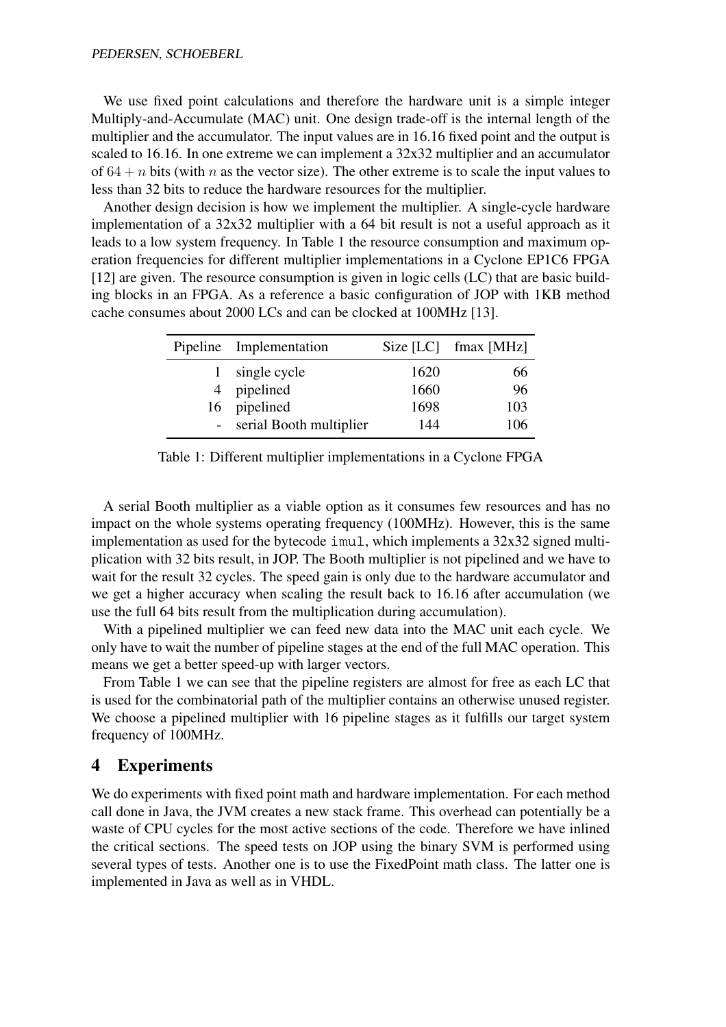We use fixed point calculations and therefore the hardware unit is a simple integer Multiply-and-Accumulate (MAC) unit. One design trade-off is the internal length of the multiplier and the accumulator. The input values are in 16.16 fixed point and the output is scaled to 16.16. In one extreme we can implement a 32x32 multiplier and an accumulator of $64 + n$ bits (with $n$ as the vector size). The other extreme is to scale the input values to less than 32 bits to reduce the hardware resources for the multiplier.

Another design decision is how we implement the multiplier. A single-cycle hardware implementation of a 32x32 multiplier with a 64 bit result is not a useful approach as it leads to a low system frequency. In Table 1 the resource consumption and maximum operation frequencies for different multiplier implementations in a Cyclone EP1C6 FPGA [12] are given. The resource consumption is given in logic cells (LC) that are basic building blocks in an FPGA. As a reference a basic configuration of JOP with 1KB method cache consumes about 2000 LCs and can be clocked at 100MHz [13].

| Pipeline | Implementation | Size [LC] | fmax [MHz] |
|---|---|---|---|
| 1 | single cycle | 1620 | 66 |
| 4 | pipelined | 1660 | 96 |
| 16 | pipelined | 1698 | 103 |
| - | serial Booth multiplier | 144 | 106 |

Table 1: Different multiplier implementations in a Cyclone FPGA

A serial Booth multiplier as a viable option as it consumes few resources and has no impact on the whole systems operating frequency (100MHz). However, this is the same implementation as used for the bytecode `imul`, which implements a 32x32 signed multiplication with 32 bits result, in JOP. The Booth multiplier is not pipelined and we have to wait for the result 32 cycles. The speed gain is only due to the hardware accumulator and we get a higher accuracy when scaling the result back to 16.16 after accumulation (we use the full 64 bits result from the multiplication during accumulation).

With a pipelined multiplier we can feed new data into the MAC unit each cycle. We only have to wait the number of pipeline stages at the end of the full MAC operation. This means we get a better speed-up with larger vectors.

From Table 1 we can see that the pipeline registers are almost for free as each LC that is used for the combinatorial path of the multiplier contains an otherwise unused register. We choose a pipelined multiplier with 16 pipeline stages as it fulfills our target system frequency of 100MHz.

## 4 Experiments

We do experiments with fixed point math and hardware implementation. For each method call done in Java, the JVM creates a new stack frame. This overhead can potentially be a waste of CPU cycles for the most active sections of the code. Therefore we have inlined the critical sections. The speed tests on JOP using the binary SVM is performed using several types of tests. Another one is to use the FixedPoint math class. The latter one is implemented in Java as well as in VHDL.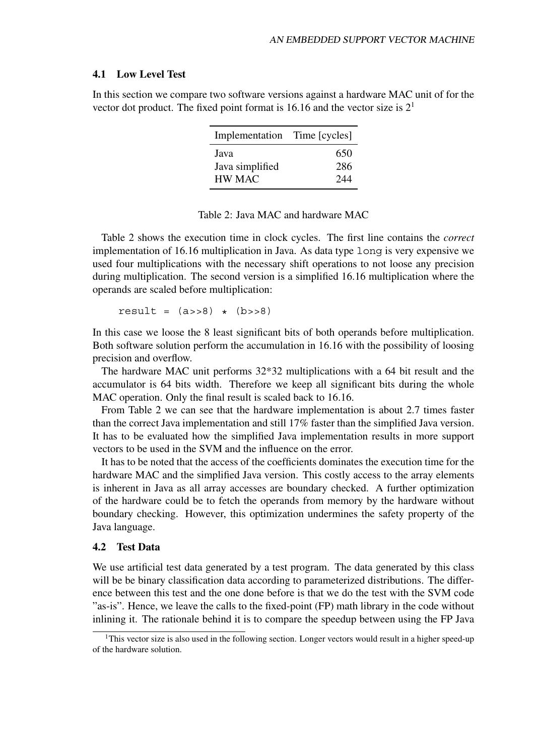### 4.1 Low Level Test

In this section we compare two software versions against a hardware MAC unit of for the vector dot product. The fixed point format is 16.16 and the vector size is 2[1]

| Implementation | Time [cycles] |
|---|---|
| Java | 650 |
| Java simplified | 286 |
| HW MAC | 244 |

Table 2: Java MAC and hardware MAC

Table 2 shows the execution time in clock cycles. The first line contains the *correct* implementation of 16.16 multiplication in Java. As data type `long` is very expensive we used four multiplications with the necessary shift operations to not loose any precision during multiplication. The second version is a simplified 16.16 multiplication where the operands are scaled before multiplication:

```
result = (a>>8) * (b>>8)
```

In this case we loose the 8 least significant bits of both operands before multiplication. Both software solution perform the accumulation in 16.16 with the possibility of loosing precision and overflow.

The hardware MAC unit performs 32*32 multiplications with a 64 bit result and the accumulator is 64 bits width. Therefore we keep all significant bits during the whole MAC operation. Only the final result is scaled back to 16.16.

From Table 2 we can see that the hardware implementation is about 2.7 times faster than the correct Java implementation and still 17% faster than the simplified Java version. It has to be evaluated how the simplified Java implementation results in more support vectors to be used in the SVM and the influence on the error.

It has to be noted that the access of the coefficients dominates the execution time for the hardware MAC and the simplified Java version. This costly access to the array elements is inherent in Java as all array accesses are boundary checked. A further optimization of the hardware could be to fetch the operands from memory by the hardware without boundary checking. However, this optimization undermines the safety property of the Java language.

### 4.2 Test Data

We use artificial test data generated by a test program. The data generated by this class will be be binary classification data according to parameterized distributions. The difference between this test and the one done before is that we do the test with the SVM code "as-is". Hence, we leave the calls to the fixed-point (FP) math library in the code without inlining it. The rationale behind it is to compare the speedup between using the FP Java

[1] This vector size is also used in the following section. Longer vectors would result in a higher speed-up of the hardware solution.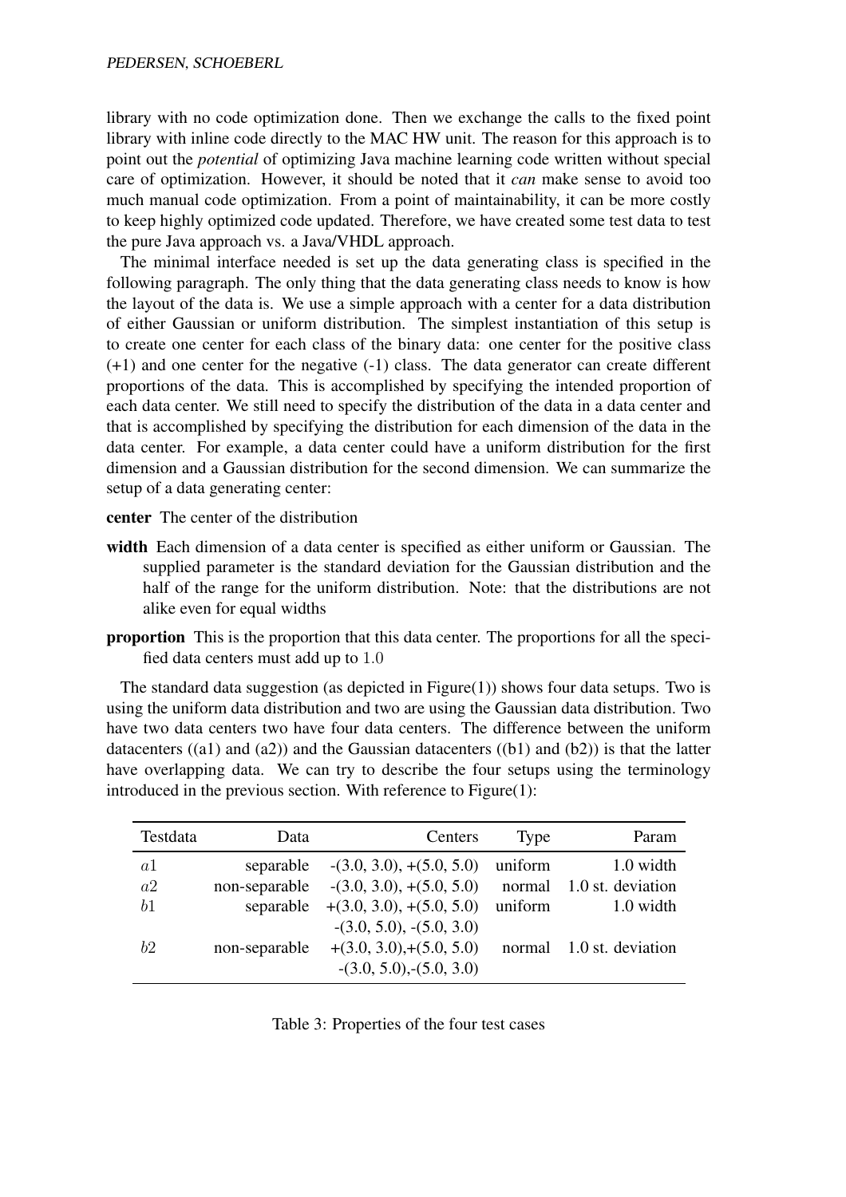library with no code optimization done. Then we exchange the calls to the fixed point library with inline code directly to the MAC HW unit. The reason for this approach is to point out the *potential* of optimizing Java machine learning code written without special care of optimization. However, it should be noted that it *can* make sense to avoid too much manual code optimization. From a point of maintainability, it can be more costly to keep highly optimized code updated. Therefore, we have created some test data to test the pure Java approach vs. a Java/VHDL approach.

The minimal interface needed is set up the data generating class is specified in the following paragraph. The only thing that the data generating class needs to know is how the layout of the data is. We use a simple approach with a center for a data distribution of either Gaussian or uniform distribution. The simplest instantiation of this setup is to create one center for each class of the binary data: one center for the positive class (+1) and one center for the negative (-1) class. The data generator can create different proportions of the data. This is accomplished by specifying the intended proportion of each data center. We still need to specify the distribution of the data in a data center and that is accomplished by specifying the distribution for each dimension of the data in the data center. For example, a data center could have a uniform distribution for the first dimension and a Gaussian distribution for the second dimension. We can summarize the setup of a data generating center:

**center** The center of the distribution

**width** Each dimension of a data center is specified as either uniform or Gaussian. The supplied parameter is the standard deviation for the Gaussian distribution and the half of the range for the uniform distribution. Note: that the distributions are not alike even for equal widths

**proportion** This is the proportion that this data center. The proportions for all the specified data centers must add up to $1.0$

The standard data suggestion (as depicted in Figure(1)) shows four data setups. Two is using the uniform data distribution and two are using the Gaussian data distribution. Two have two data centers two have four data centers. The difference between the uniform datacenters ((a1) and (a2)) and the Gaussian datacenters ((b1) and (b2)) is that the latter have overlapping data. We can try to describe the four setups using the terminology introduced in the previous section. With reference to Figure(1):

| Testdata | Data | Centers | Type | Param |
|---|---|---|---|---|
| $a1$ | separable | -(3.0, 3.0), +(5.0, 5.0) | uniform | 1.0 width |
| $a2$ | non-separable | -(3.0, 3.0), +(5.0, 5.0) | normal | 1.0 st. deviation |
| $b1$ | separable | +(3.0, 3.0), +(5.0, 5.0) -(3.0, 5.0), -(5.0, 3.0) | uniform | 1.0 width |
| $b2$ | non-separable | +(3.0, 3.0),+(5.0, 5.0) -(3.0, 5.0),-(5.0, 3.0) | normal | 1.0 st. deviation |

Table 3: Properties of the four test cases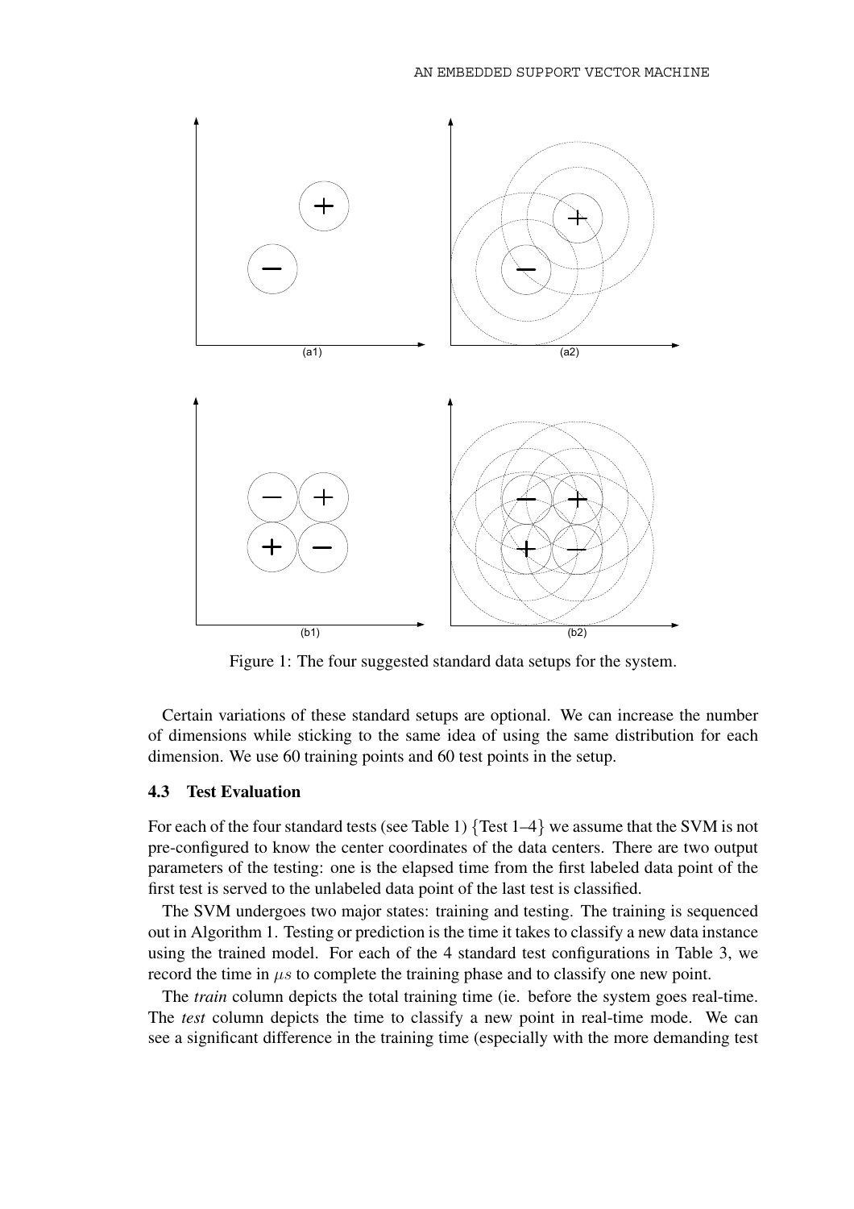Figure 1: The four suggested standard data setups for the system.

Certain variations of these standard setups are optional. We can increase the number of dimensions while sticking to the same idea of using the same distribution for each dimension. We use 60 training points and 60 test points in the setup.

### 4.3 Test Evaluation

For each of the four standard tests (see Table 1) {Test 1–4} we assume that the SVM is not pre-configured to know the center coordinates of the data centers. There are two output parameters of the testing: one is the elapsed time from the first labeled data point of the first test is served to the unlabeled data point of the last test is classified.

The SVM undergoes two major states: training and testing. The training is sequenced out in Algorithm 1. Testing or prediction is the time it takes to classify a new data instance using the trained model. For each of the 4 standard test configurations in Table 3, we record the time in $\mu s$ to complete the training phase and to classify one new point.

The *train* column depicts the total training time (ie. before the system goes real-time. The *test* column depicts the time to classify a new point in real-time mode. We can see a significant difference in the training time (especially with the more demanding test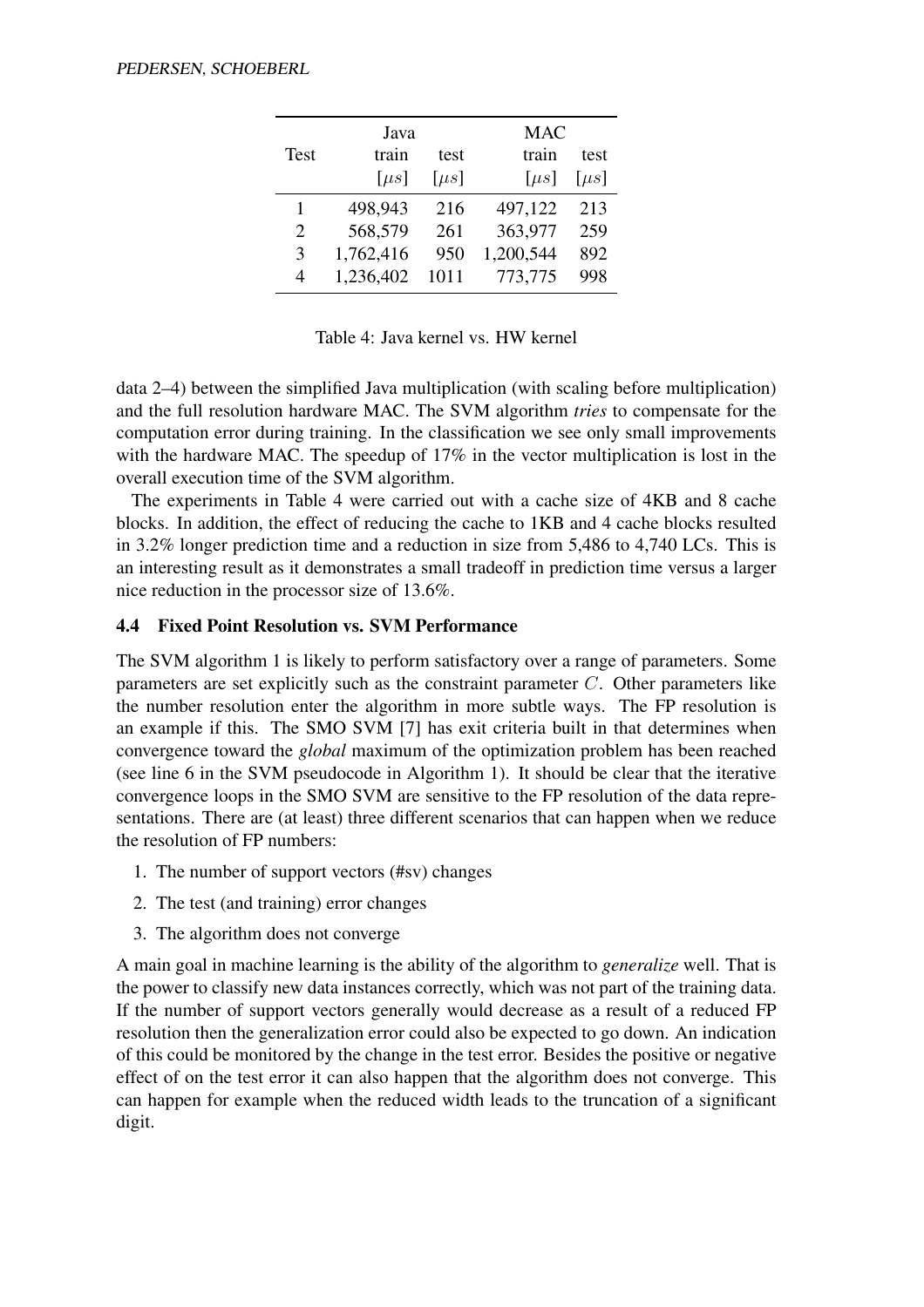| Test | Java | | MAC | |
|---|---|---|---|---|
| | train | test | train | test |
| | $[\mu s]$ | $[\mu s]$ | $[\mu s]$ | $[\mu s]$ |
| 1 | 498,943 | 216 | 497,122 | 213 |
| 2 | 568,579 | 261 | 363,977 | 259 |
| 3 | 1,762,416 | 950 | 1,200,544 | 892 |
| 4 | 1,236,402 | 1011 | 773,775 | 998 |

Table 4: Java kernel vs. HW kernel

data 2–4) between the simplified Java multiplication (with scaling before multiplication) and the full resolution hardware MAC. The SVM algorithm *tries* to compensate for the computation error during training. In the classification we see only small improvements with the hardware MAC. The speedup of 17% in the vector multiplication is lost in the overall execution time of the SVM algorithm.

The experiments in Table 4 were carried out with a cache size of 4KB and 8 cache blocks. In addition, the effect of reducing the cache to 1KB and 4 cache blocks resulted in 3.2% longer prediction time and a reduction in size from 5,486 to 4,740 LCs. This is an interesting result as it demonstrates a small tradeoff in prediction time versus a larger nice reduction in the processor size of 13.6%.

### 4.4 Fixed Point Resolution vs. SVM Performance

The SVM algorithm 1 is likely to perform satisfactory over a range of parameters. Some parameters are set explicitly such as the constraint parameter $C$. Other parameters like the number resolution enter the algorithm in more subtle ways. The FP resolution is an example if this. The SMO SVM [7] has exit criteria built in that determines when convergence toward the *global* maximum of the optimization problem has been reached (see line 6 in the SVM pseudocode in Algorithm 1). It should be clear that the iterative convergence loops in the SMO SVM are sensitive to the FP resolution of the data representations. There are (at least) three different scenarios that can happen when we reduce the resolution of FP numbers:

1. The number of support vectors (#sv) changes
2. The test (and training) error changes
3. The algorithm does not converge

A main goal in machine learning is the ability of the algorithm to *generalize* well. That is the power to classify new data instances correctly, which was not part of the training data. If the number of support vectors generally would decrease as a result of a reduced FP resolution then the generalization error could also be expected to go down. An indication of this could be monitored by the change in the test error. Besides the positive or negative effect of on the test error it can also happen that the algorithm does not converge. This can happen for example when the reduced width leads to the truncation of a significant digit.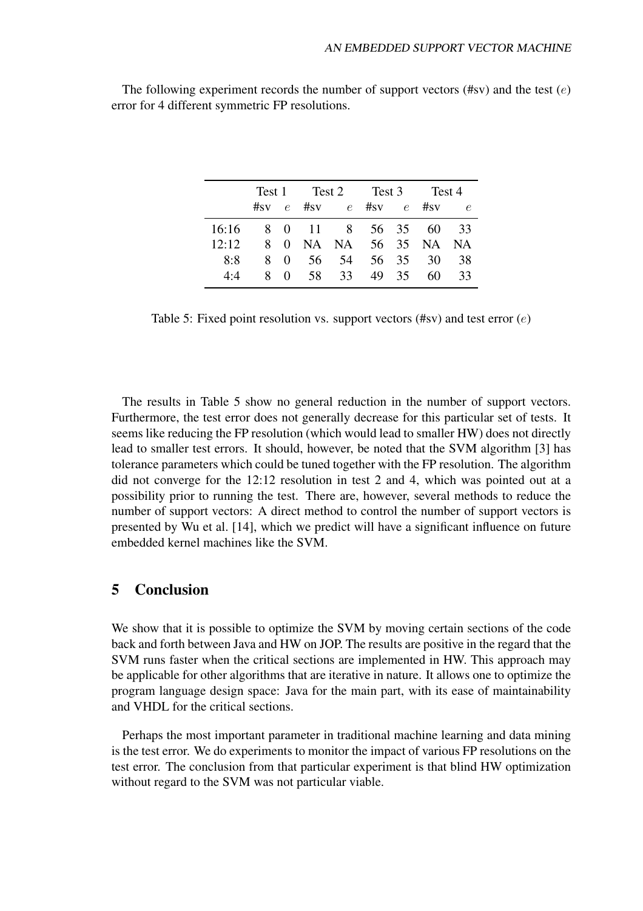The following experiment records the number of support vectors (#sv) and the test ($e$) error for 4 different symmetric FP resolutions.

| | Test 1 | | Test 2 | | Test 3 | | Test 4 | |
|---|---|---|---|---|---|---|---|---|
| | #sv | $e$ | #sv | $e$ | #sv | $e$ | #sv | $e$ |
| 16:16 | 8 | 0 | 11 | 8 | 56 | 35 | 60 | 33 |
| 12:12 | 8 | 0 | NA | NA | 56 | 35 | NA | NA |
| 8:8 | 8 | 0 | 56 | 54 | 56 | 35 | 30 | 38 |
| 4:4 | 8 | 0 | 58 | 33 | 49 | 35 | 60 | 33 |

Table 5: Fixed point resolution vs. support vectors (#sv) and test error ($e$)

The results in Table 5 show no general reduction in the number of support vectors. Furthermore, the test error does not generally decrease for this particular set of tests. It seems like reducing the FP resolution (which would lead to smaller HW) does not directly lead to smaller test errors. It should, however, be noted that the SVM algorithm [3] has tolerance parameters which could be tuned together with the FP resolution. The algorithm did not converge for the 12:12 resolution in test 2 and 4, which was pointed out at a possibility prior to running the test. There are, however, several methods to reduce the number of support vectors: A direct method to control the number of support vectors is presented by Wu et al. [14], which we predict will have a significant influence on future embedded kernel machines like the SVM.

## 5 Conclusion

We show that it is possible to optimize the SVM by moving certain sections of the code back and forth between Java and HW on JOP. The results are positive in the regard that the SVM runs faster when the critical sections are implemented in HW. This approach may be applicable for other algorithms that are iterative in nature. It allows one to optimize the program language design space: Java for the main part, with its ease of maintainability and VHDL for the critical sections.

Perhaps the most important parameter in traditional machine learning and data mining is the test error. We do experiments to monitor the impact of various FP resolutions on the test error. The conclusion from that particular experiment is that blind HW optimization without regard to the SVM was not particular viable.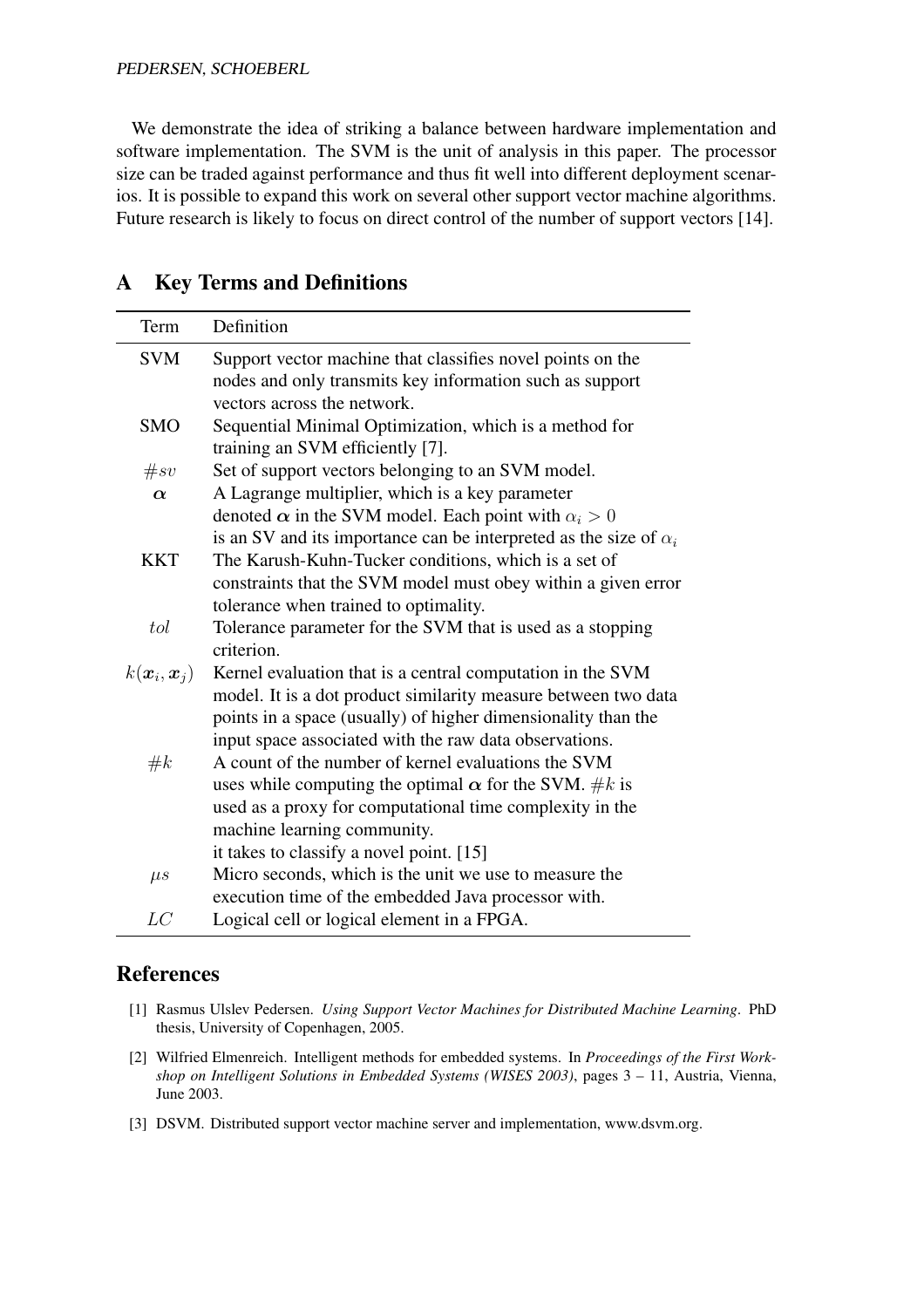We demonstrate the idea of striking a balance between hardware implementation and software implementation. The SVM is the unit of analysis in this paper. The processor size can be traded against performance and thus fit well into different deployment scenarios. It is possible to expand this work on several other support vector machine algorithms. Future research is likely to focus on direct control of the number of support vectors [14].

## A Key Terms and Definitions

| Term | Definition |
|---|---|
| SVM | Support vector machine that classifies novel points on the nodes and only transmits key information such as support vectors across the network. |
| SMO | Sequential Minimal Optimization, which is a method for training an SVM efficiently [7]. |
| $\#sv$ | Set of support vectors belonging to an SVM model. |
| $\boldsymbol{\alpha}$ | A Lagrange multiplier, which is a key parameter denoted $\boldsymbol{\alpha}$ in the SVM model. Each point with $\alpha_i > 0$ is an SV and its importance can be interpreted as the size of $\alpha_i$ |
| KKT | The Karush-Kuhn-Tucker conditions, which is a set of constraints that the SVM model must obey within a given error tolerance when trained to optimality. |
| $tol$ | Tolerance parameter for the SVM that is used as a stopping criterion. |
| $k(\boldsymbol{x}_i, \boldsymbol{x}_j)$ | Kernel evaluation that is a central computation in the SVM model. It is a dot product similarity measure between two data points in a space (usually) of higher dimensionality than the input space associated with the raw data observations. |
| $\#k$ | A count of the number of kernel evaluations the SVM uses while computing the optimal $\boldsymbol{\alpha}$ for the SVM. $\#k$ is used as a proxy for computational time complexity in the machine learning community. it takes to classify a novel point. [15] |
| $\mu s$ | Micro seconds, which is the unit we use to measure the execution time of the embedded Java processor with. |
| $LC$ | Logical cell or logical element in a FPGA. |

## References

[1] Rasmus Ulslev Pedersen. *Using Support Vector Machines for Distributed Machine Learning*. PhD thesis, University of Copenhagen, 2005.

[2] Wilfried Elmenreich. Intelligent methods for embedded systems. In *Proceedings of the First Workshop on Intelligent Solutions in Embedded Systems (WISES 2003)*, pages 3 – 11, Austria, Vienna, June 2003.

[3] DSVM. Distributed support vector machine server and implementation, www.dsvm.org.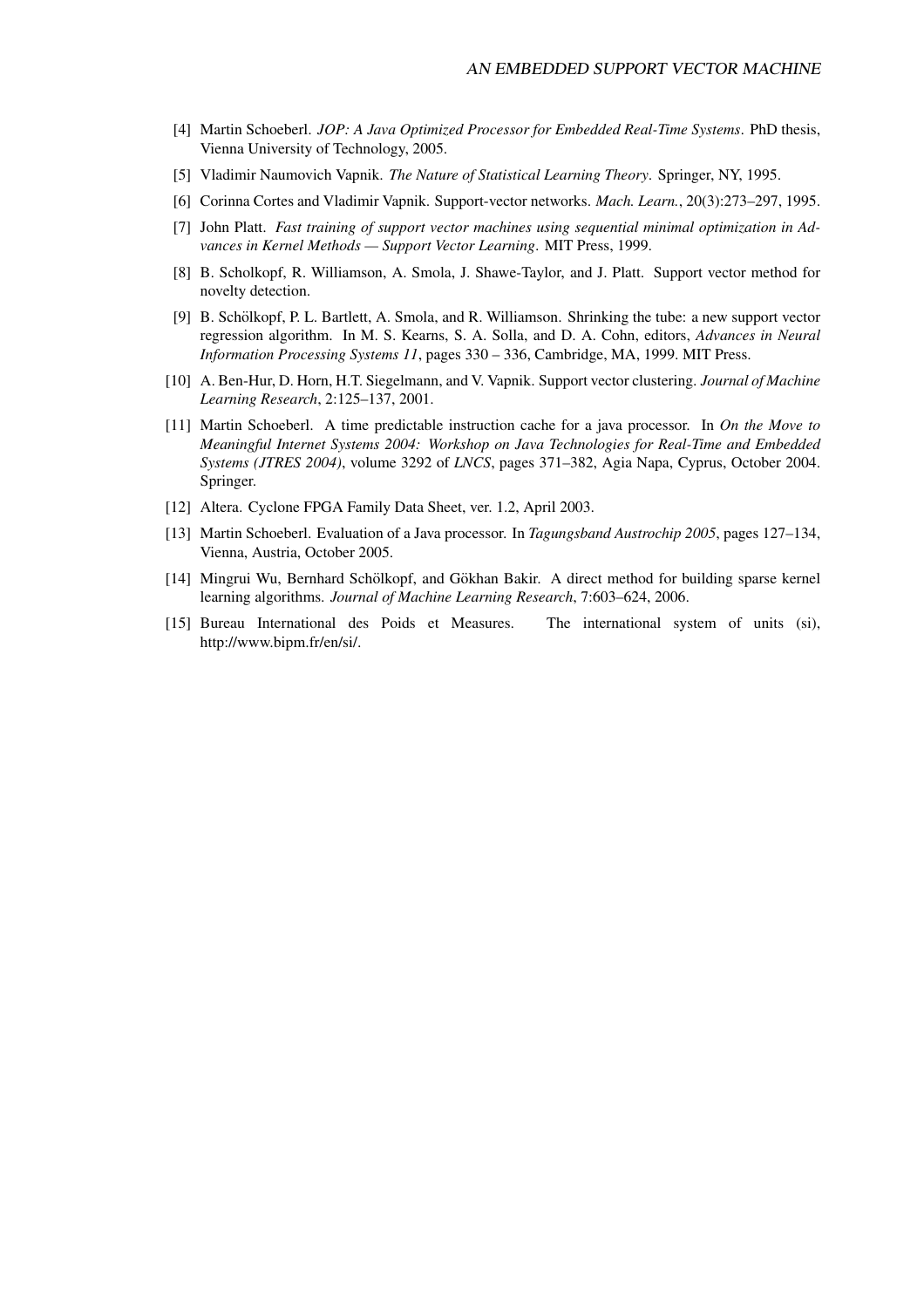[4] Martin Schoeberl. *JOP: A Java Optimized Processor for Embedded Real-Time Systems*. PhD thesis, Vienna University of Technology, 2005.

[5] Vladimir Naumovich Vapnik. *The Nature of Statistical Learning Theory*. Springer, NY, 1995.

[6] Corinna Cortes and Vladimir Vapnik. Support-vector networks. *Mach. Learn.*, 20(3):273–297, 1995.

[7] John Platt. *Fast training of support vector machines using sequential minimal optimization in Advances in Kernel Methods — Support Vector Learning*. MIT Press, 1999.

[8] B. Scholkopf, R. Williamson, A. Smola, J. Shawe-Taylor, and J. Platt. Support vector method for novelty detection.

[9] B. Schölkopf, P. L. Bartlett, A. Smola, and R. Williamson. Shrinking the tube: a new support vector regression algorithm. In M. S. Kearns, S. A. Solla, and D. A. Cohn, editors, *Advances in Neural Information Processing Systems 11*, pages 330 – 336, Cambridge, MA, 1999. MIT Press.

[10] A. Ben-Hur, D. Horn, H.T. Siegelmann, and V. Vapnik. Support vector clustering. *Journal of Machine Learning Research*, 2:125–137, 2001.

[11] Martin Schoeberl. A time predictable instruction cache for a java processor. In *On the Move to Meaningful Internet Systems 2004: Workshop on Java Technologies for Real-Time and Embedded Systems (JTRES 2004)*, volume 3292 of *LNCS*, pages 371–382, Agia Napa, Cyprus, October 2004. Springer.

[12] Altera. Cyclone FPGA Family Data Sheet, ver. 1.2, April 2003.

[13] Martin Schoeberl. Evaluation of a Java processor. In *Tagungsband Austrochip 2005*, pages 127–134, Vienna, Austria, October 2005.

[14] Mingrui Wu, Bernhard Schölkopf, and Gökhan Bakir. A direct method for building sparse kernel learning algorithms. *Journal of Machine Learning Research*, 7:603–624, 2006.

[15] Bureau International des Poids et Measures. The international system of units (si), http://www.bipm.fr/en/si/.